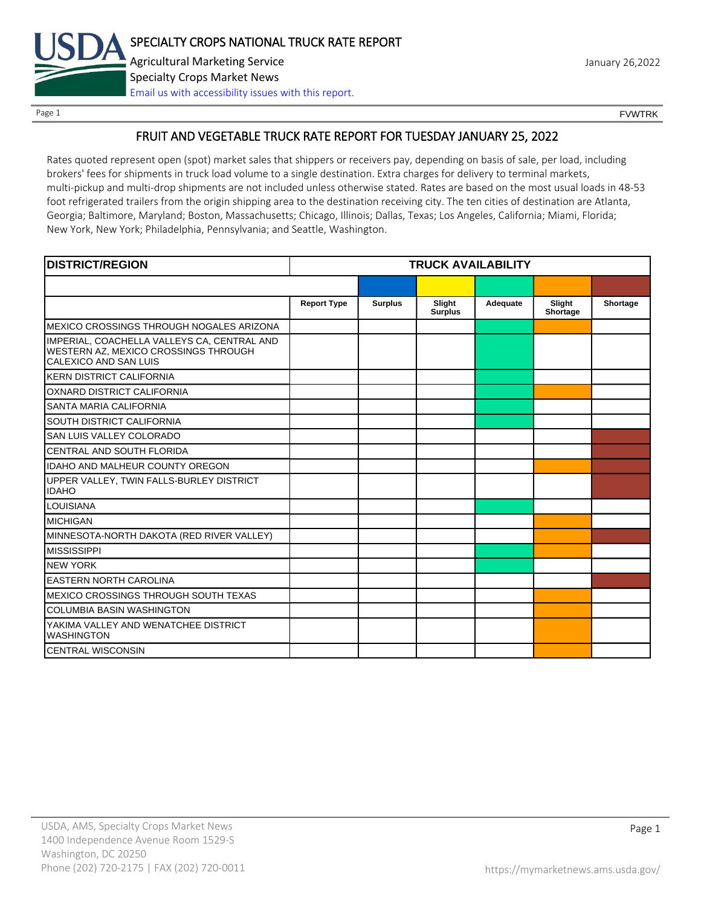# FRUIT AND VEGETABLE TRUCK RATE REPORT FOR TUESDAY JANUARY 25, 2022

Rates quoted represent open (spot) market sales that shippers or receivers pay, depending on basis of sale, per load, including brokers' fees for shipments in truck load volume to a single destination. Extra charges for delivery to terminal markets, multi-pickup and multi-drop shipments are not included unless otherwise stated. Rates are based on the most usual loads in 48-53 foot refrigerated trailers from the origin shipping area to the destination receiving city. The ten cities of destination are Atlanta, Georgia; Baltimore, Maryland; Boston, Massachusetts; Chicago, Illinois; Dallas, Texas; Los Angeles, California; Miami, Florida; New York, New York; Philadelphia, Pennsylvania; and Seattle, Washington.

| DISTRICT/REGION | TRUCK AVAILABILITY | | | | | |
|---|---|---|---|---|---|---|
| | Report Type | Surplus | Slight Surplus | Adequate | Slight Shortage | Shortage |
| MEXICO CROSSINGS THROUGH NOGALES ARIZONA | | | | X | X | |
| IMPERIAL, COACHELLA VALLEYS CA, CENTRAL AND WESTERN AZ, MEXICO CROSSINGS THROUGH CALEXICO AND SAN LUIS | | | | X | | |
| KERN DISTRICT CALIFORNIA | | | | X | | |
| OXNARD DISTRICT CALIFORNIA | | | | X | X | |
| SANTA MARIA CALIFORNIA | | | | X | | |
| SOUTH DISTRICT CALIFORNIA | | | | X | | |
| SAN LUIS VALLEY COLORADO | | | | | | X |
| CENTRAL AND SOUTH FLORIDA | | | | | | X |
| IDAHO AND MALHEUR COUNTY OREGON | | | | | X | X |
| UPPER VALLEY, TWIN FALLS-BURLEY DISTRICT IDAHO | | | | | | X |
| LOUISIANA | | | | X | | |
| MICHIGAN | | | | | X | |
| MINNESOTA-NORTH DAKOTA (RED RIVER VALLEY) | | | | | X | X |
| MISSISSIPPI | | | | X | X | |
| NEW YORK | | | | X | | |
| EASTERN NORTH CAROLINA | | | | | | X |
| MEXICO CROSSINGS THROUGH SOUTH TEXAS | | | | | X | |
| COLUMBIA BASIN WASHINGTON | | | | | X | |
| YAKIMA VALLEY AND WENATCHEE DISTRICT WASHINGTON | | | | | X | |
| CENTRAL WISCONSIN | | | | | X | |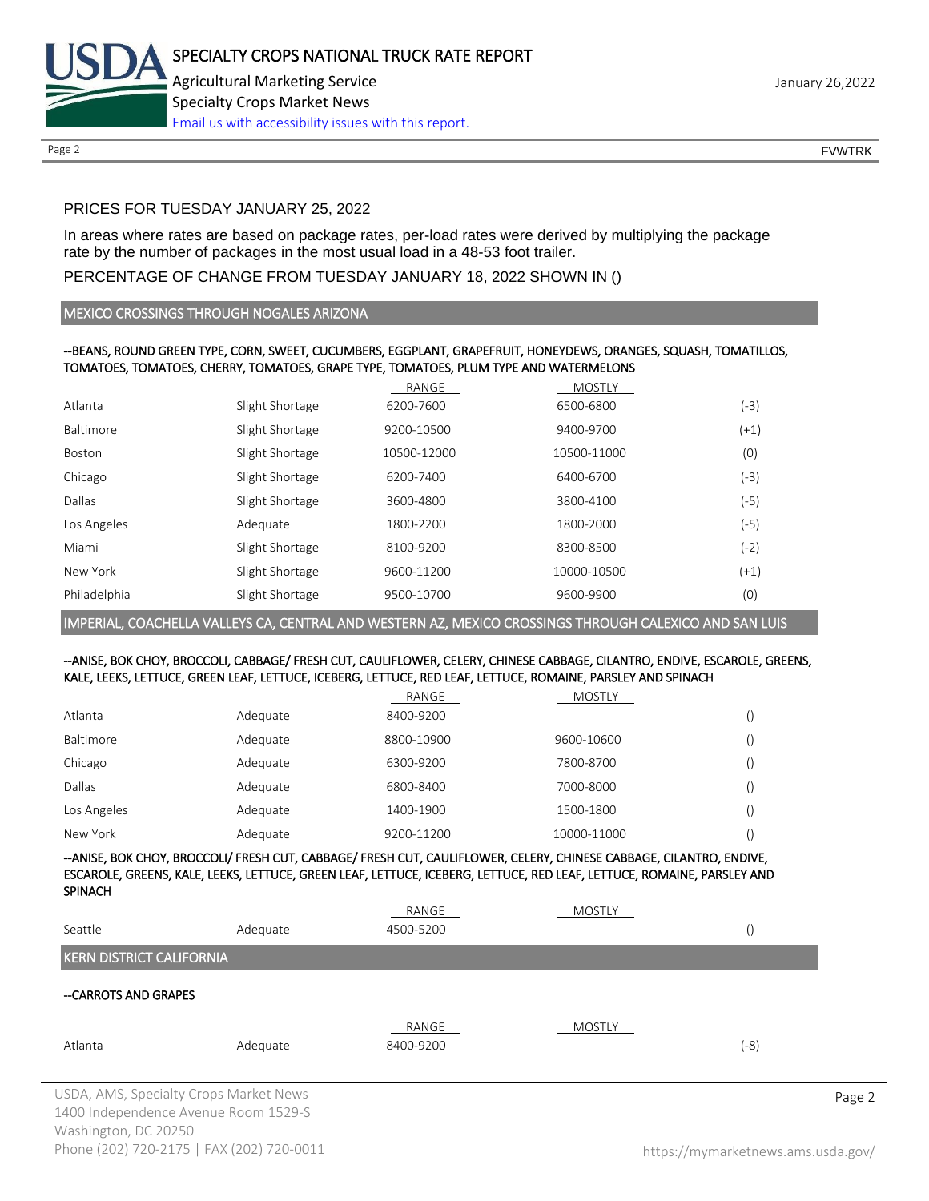PRICES FOR TUESDAY JANUARY 25, 2022

In areas where rates are based on package rates, per-load rates were derived by multiplying the package rate by the number of packages in the most usual load in a 48-53 foot trailer.

PERCENTAGE OF CHANGE FROM TUESDAY JANUARY 18, 2022 SHOWN IN ()

## MEXICO CROSSINGS THROUGH NOGALES ARIZONA

--BEANS, ROUND GREEN TYPE, CORN, SWEET, CUCUMBERS, EGGPLANT, GRAPEFRUIT, HONEYDEWS, ORANGES, SQUASH, TOMATILLOS, TOMATOES, TOMATOES, CHERRY, TOMATOES, GRAPE TYPE, TOMATOES, PLUM TYPE AND WATERMELONS

| | | RANGE | MOSTLY | |
|---|---|---|---|---|
| Atlanta | Slight Shortage | 6200-7600 | 6500-6800 | (-3) |
| Baltimore | Slight Shortage | 9200-10500 | 9400-9700 | (+1) |
| Boston | Slight Shortage | 10500-12000 | 10500-11000 | (0) |
| Chicago | Slight Shortage | 6200-7400 | 6400-6700 | (-3) |
| Dallas | Slight Shortage | 3600-4800 | 3800-4100 | (-5) |
| Los Angeles | Adequate | 1800-2200 | 1800-2000 | (-5) |
| Miami | Slight Shortage | 8100-9200 | 8300-8500 | (-2) |
| New York | Slight Shortage | 9600-11200 | 10000-10500 | (+1) |
| Philadelphia | Slight Shortage | 9500-10700 | 9600-9900 | (0) |

## IMPERIAL, COACHELLA VALLEYS CA, CENTRAL AND WESTERN AZ, MEXICO CROSSINGS THROUGH CALEXICO AND SAN LUIS

--ANISE, BOK CHOY, BROCCOLI, CABBAGE/ FRESH CUT, CAULIFLOWER, CELERY, CHINESE CABBAGE, CILANTRO, ENDIVE, ESCAROLE, GREENS, KALE, LEEKS, LETTUCE, GREEN LEAF, LETTUCE, ICEBERG, LETTUCE, RED LEAF, LETTUCE, ROMAINE, PARSLEY AND SPINACH

| | | RANGE | MOSTLY | |
|---|---|---|---|---|
| Atlanta | Adequate | 8400-9200 | | () |
| Baltimore | Adequate | 8800-10900 | 9600-10600 | () |
| Chicago | Adequate | 6300-9200 | 7800-8700 | () |
| Dallas | Adequate | 6800-8400 | 7000-8000 | () |
| Los Angeles | Adequate | 1400-1900 | 1500-1800 | () |
| New York | Adequate | 9200-11200 | 10000-11000 | () |

--ANISE, BOK CHOY, BROCCOLI/ FRESH CUT, CABBAGE/ FRESH CUT, CAULIFLOWER, CELERY, CHINESE CABBAGE, CILANTRO, ENDIVE, ESCAROLE, GREENS, KALE, LEEKS, LETTUCE, GREEN LEAF, LETTUCE, ICEBERG, LETTUCE, RED LEAF, LETTUCE, ROMAINE, PARSLEY AND SPINACH

| | | RANGE | MOSTLY | |
|---|---|---|---|---|
| Seattle | Adequate | 4500-5200 | | () |

## KERN DISTRICT CALIFORNIA

--CARROTS AND GRAPES

| | | RANGE | MOSTLY | |
|---|---|---|---|---|
| Atlanta | Adequate | 8400-9200 | | (-8) |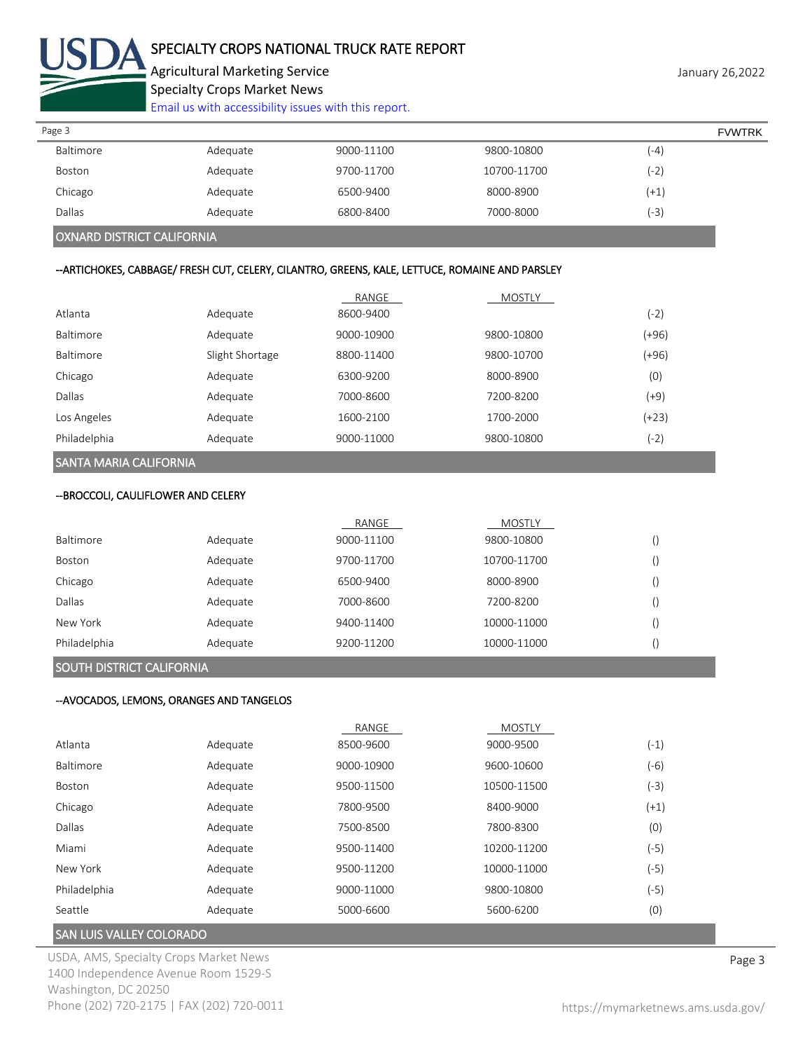| | | | | |
|---|---|---|---|---|
| Baltimore | Adequate | 9000-11100 | 9800-10800 | (-4) |
| Boston | Adequate | 9700-11700 | 10700-11700 | (-2) |
| Chicago | Adequate | 6500-9400 | 8000-8900 | (+1) |
| Dallas | Adequate | 6800-8400 | 7000-8000 | (-3) |

## OXNARD DISTRICT CALIFORNIA

### --ARTICHOKES, CABBAGE/ FRESH CUT, CELERY, CILANTRO, GREENS, KALE, LETTUCE, ROMAINE AND PARSLEY

| | | RANGE | MOSTLY | |
|---|---|---|---|---|
| Atlanta | Adequate | 8600-9400 | | (-2) |
| Baltimore | Adequate | 9000-10900 | 9800-10800 | (+96) |
| Baltimore | Slight Shortage | 8800-11400 | 9800-10700 | (+96) |
| Chicago | Adequate | 6300-9200 | 8000-8900 | (0) |
| Dallas | Adequate | 7000-8600 | 7200-8200 | (+9) |
| Los Angeles | Adequate | 1600-2100 | 1700-2000 | (+23) |
| Philadelphia | Adequate | 9000-11000 | 9800-10800 | (-2) |

## SANTA MARIA CALIFORNIA

### --BROCCOLI, CAULIFLOWER AND CELERY

| | | RANGE | MOSTLY | |
|---|---|---|---|---|
| Baltimore | Adequate | 9000-11100 | 9800-10800 | () |
| Boston | Adequate | 9700-11700 | 10700-11700 | () |
| Chicago | Adequate | 6500-9400 | 8000-8900 | () |
| Dallas | Adequate | 7000-8600 | 7200-8200 | () |
| New York | Adequate | 9400-11400 | 10000-11000 | () |
| Philadelphia | Adequate | 9200-11200 | 10000-11000 | () |

## SOUTH DISTRICT CALIFORNIA

### --AVOCADOS, LEMONS, ORANGES AND TANGELOS

| | | RANGE | MOSTLY | |
|---|---|---|---|---|
| Atlanta | Adequate | 8500-9600 | 9000-9500 | (-1) |
| Baltimore | Adequate | 9000-10900 | 9600-10600 | (-6) |
| Boston | Adequate | 9500-11500 | 10500-11500 | (-3) |
| Chicago | Adequate | 7800-9500 | 8400-9000 | (+1) |
| Dallas | Adequate | 7500-8500 | 7800-8300 | (0) |
| Miami | Adequate | 9500-11400 | 10200-11200 | (-5) |
| New York | Adequate | 9500-11200 | 10000-11000 | (-5) |
| Philadelphia | Adequate | 9000-11000 | 9800-10800 | (-5) |
| Seattle | Adequate | 5000-6600 | 5600-6200 | (0) |

## SAN LUIS VALLEY COLORADO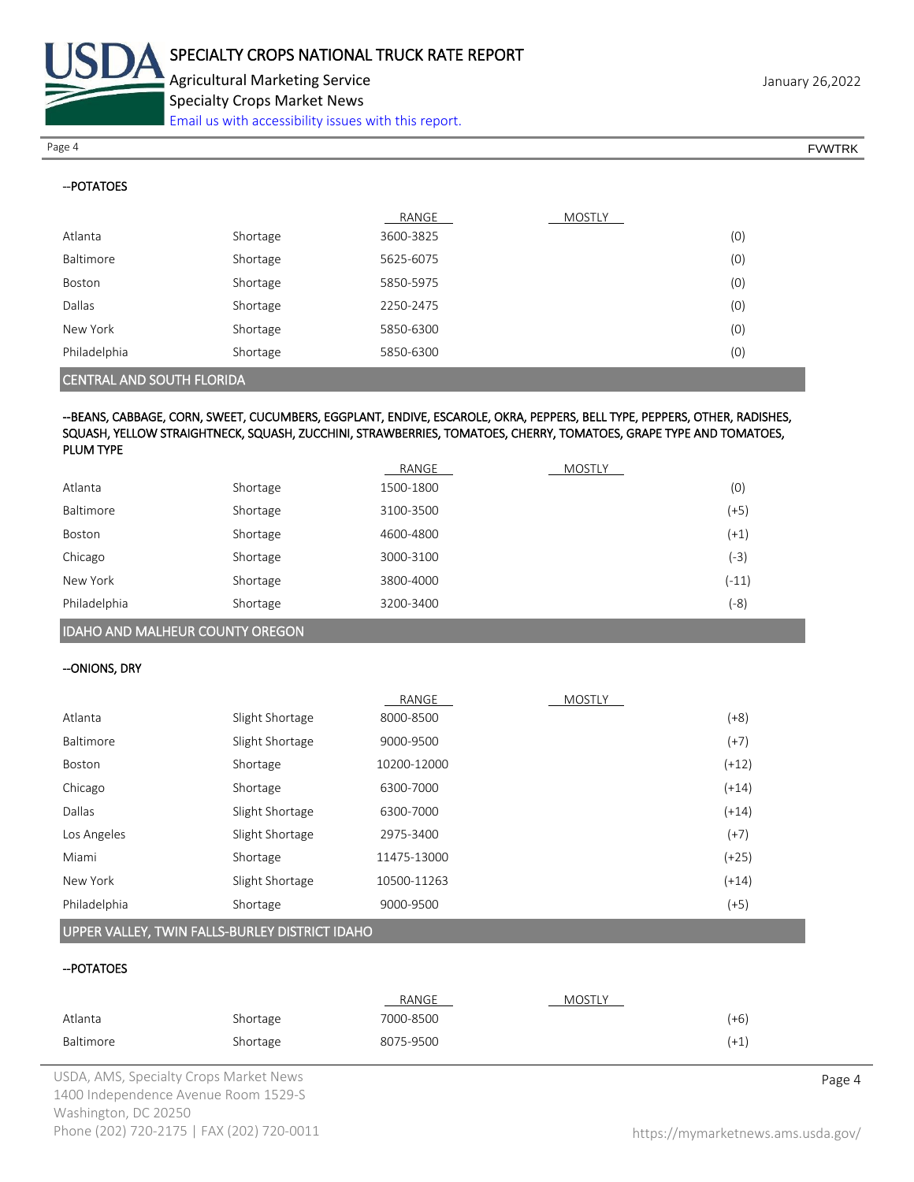--POTATOES

| | | RANGE | MOSTLY | |
|---|---|---|---|---|
| Atlanta | Shortage | 3600-3825 | | (0) |
| Baltimore | Shortage | 5625-6075 | | (0) |
| Boston | Shortage | 5850-5975 | | (0) |
| Dallas | Shortage | 2250-2475 | | (0) |
| New York | Shortage | 5850-6300 | | (0) |
| Philadelphia | Shortage | 5850-6300 | | (0) |

## CENTRAL AND SOUTH FLORIDA

--BEANS, CABBAGE, CORN, SWEET, CUCUMBERS, EGGPLANT, ENDIVE, ESCAROLE, OKRA, PEPPERS, BELL TYPE, PEPPERS, OTHER, RADISHES, SQUASH, YELLOW STRAIGHTNECK, SQUASH, ZUCCHINI, STRAWBERRIES, TOMATOES, CHERRY, TOMATOES, GRAPE TYPE AND TOMATOES, PLUM TYPE

| | | RANGE | MOSTLY | |
|---|---|---|---|---|
| Atlanta | Shortage | 1500-1800 | | (0) |
| Baltimore | Shortage | 3100-3500 | | (+5) |
| Boston | Shortage | 4600-4800 | | (+1) |
| Chicago | Shortage | 3000-3100 | | (-3) |
| New York | Shortage | 3800-4000 | | (-11) |
| Philadelphia | Shortage | 3200-3400 | | (-8) |

## IDAHO AND MALHEUR COUNTY OREGON

--ONIONS, DRY

| | | RANGE | MOSTLY | |
|---|---|---|---|---|
| Atlanta | Slight Shortage | 8000-8500 | | (+8) |
| Baltimore | Slight Shortage | 9000-9500 | | (+7) |
| Boston | Shortage | 10200-12000 | | (+12) |
| Chicago | Shortage | 6300-7000 | | (+14) |
| Dallas | Slight Shortage | 6300-7000 | | (+14) |
| Los Angeles | Slight Shortage | 2975-3400 | | (+7) |
| Miami | Shortage | 11475-13000 | | (+25) |
| New York | Slight Shortage | 10500-11263 | | (+14) |
| Philadelphia | Shortage | 9000-9500 | | (+5) |

## UPPER VALLEY, TWIN FALLS-BURLEY DISTRICT IDAHO

--POTATOES

| | | RANGE | MOSTLY | |
|---|---|---|---|---|
| Atlanta | Shortage | 7000-8500 | | (+6) |
| Baltimore | Shortage | 8075-9500 | | (+1) |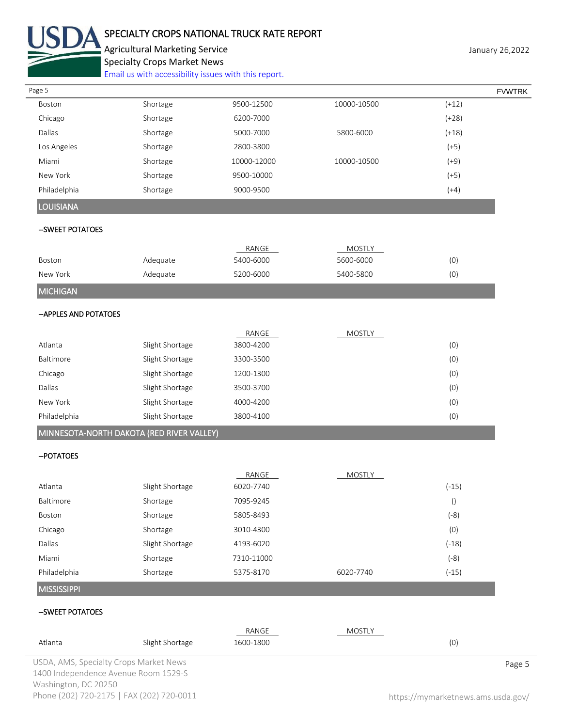| | | | | |
|---|---|---|---|---|
| Boston | Shortage | 9500-12500 | 10000-10500 | (+12) |
| Chicago | Shortage | 6200-7000 | | (+28) |
| Dallas | Shortage | 5000-7000 | 5800-6000 | (+18) |
| Los Angeles | Shortage | 2800-3800 | | (+5) |
| Miami | Shortage | 10000-12000 | 10000-10500 | (+9) |
| New York | Shortage | 9500-10000 | | (+5) |
| Philadelphia | Shortage | 9000-9500 | | (+4) |

## LOUISIANA

--SWEET POTATOES

| | | RANGE | MOSTLY | |
|---|---|---|---|---|
| Boston | Adequate | 5400-6000 | 5600-6000 | (0) |
| New York | Adequate | 5200-6000 | 5400-5800 | (0) |

## MICHIGAN

--APPLES AND POTATOES

| | | RANGE | MOSTLY | |
|---|---|---|---|---|
| Atlanta | Slight Shortage | 3800-4200 | | (0) |
| Baltimore | Slight Shortage | 3300-3500 | | (0) |
| Chicago | Slight Shortage | 1200-1300 | | (0) |
| Dallas | Slight Shortage | 3500-3700 | | (0) |
| New York | Slight Shortage | 4000-4200 | | (0) |
| Philadelphia | Slight Shortage | 3800-4100 | | (0) |

## MINNESOTA-NORTH DAKOTA (RED RIVER VALLEY)

--POTATOES

| | | RANGE | MOSTLY | |
|---|---|---|---|---|
| Atlanta | Slight Shortage | 6020-7740 | | (-15) |
| Baltimore | Shortage | 7095-9245 | | () |
| Boston | Shortage | 5805-8493 | | (-8) |
| Chicago | Shortage | 3010-4300 | | (0) |
| Dallas | Slight Shortage | 4193-6020 | | (-18) |
| Miami | Shortage | 7310-11000 | | (-8) |
| Philadelphia | Shortage | 5375-8170 | 6020-7740 | (-15) |

## MISSISSIPPI

--SWEET POTATOES

| | | RANGE | MOSTLY | |
|---|---|---|---|---|
| Atlanta | Slight Shortage | 1600-1800 | | (0) |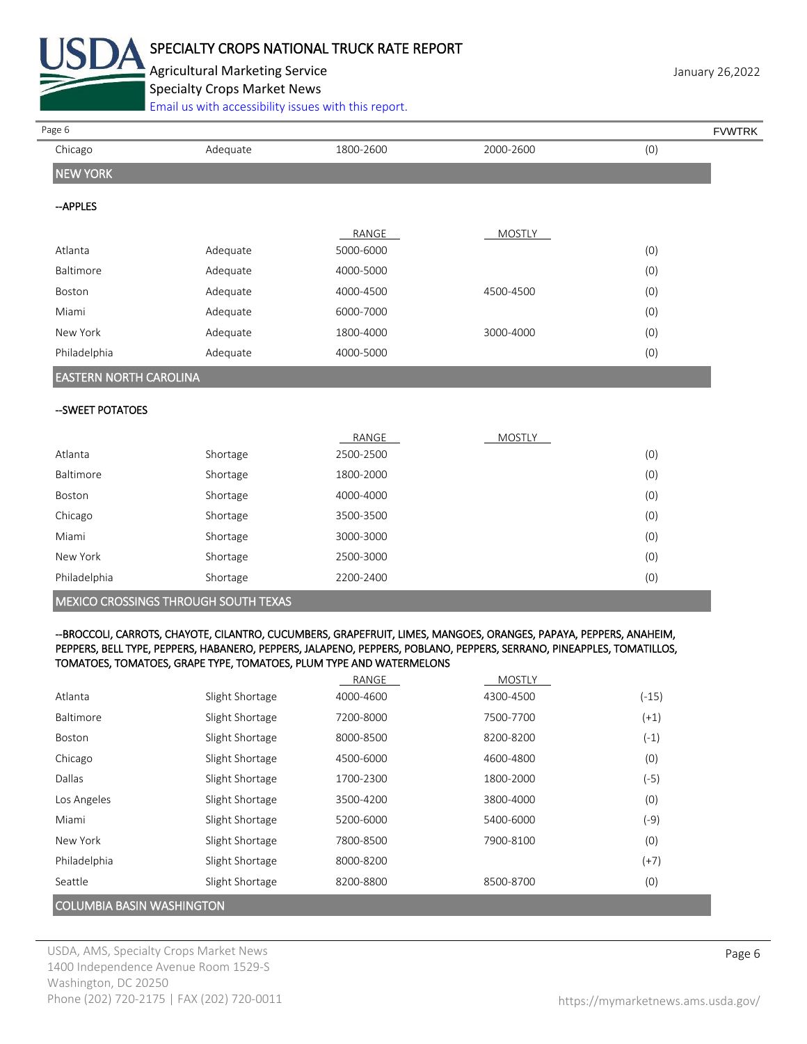| | | | | |
|---|---|---|---|---|
| Chicago | Adequate | 1800-2600 | 2000-2600 | (0) |

## NEW YORK

--APPLES

| | | RANGE | MOSTLY | |
|---|---|---|---|---|
| Atlanta | Adequate | 5000-6000 | | (0) |
| Baltimore | Adequate | 4000-5000 | | (0) |
| Boston | Adequate | 4000-4500 | 4500-4500 | (0) |
| Miami | Adequate | 6000-7000 | | (0) |
| New York | Adequate | 1800-4000 | 3000-4000 | (0) |
| Philadelphia | Adequate | 4000-5000 | | (0) |

## EASTERN NORTH CAROLINA

--SWEET POTATOES

| | | RANGE | MOSTLY | |
|---|---|---|---|---|
| Atlanta | Shortage | 2500-2500 | | (0) |
| Baltimore | Shortage | 1800-2000 | | (0) |
| Boston | Shortage | 4000-4000 | | (0) |
| Chicago | Shortage | 3500-3500 | | (0) |
| Miami | Shortage | 3000-3000 | | (0) |
| New York | Shortage | 2500-3000 | | (0) |
| Philadelphia | Shortage | 2200-2400 | | (0) |

## MEXICO CROSSINGS THROUGH SOUTH TEXAS

--BROCCOLI, CARROTS, CHAYOTE, CILANTRO, CUCUMBERS, GRAPEFRUIT, LIMES, MANGOES, ORANGES, PAPAYA, PEPPERS, ANAHEIM, PEPPERS, BELL TYPE, PEPPERS, HABANERO, PEPPERS, JALAPENO, PEPPERS, POBLANO, PEPPERS, SERRANO, PINEAPPLES, TOMATILLOS, TOMATOES, TOMATOES, GRAPE TYPE, TOMATOES, PLUM TYPE AND WATERMELONS

| | | RANGE | MOSTLY | |
|---|---|---|---|---|
| Atlanta | Slight Shortage | 4000-4600 | 4300-4500 | (-15) |
| Baltimore | Slight Shortage | 7200-8000 | 7500-7700 | (+1) |
| Boston | Slight Shortage | 8000-8500 | 8200-8200 | (-1) |
| Chicago | Slight Shortage | 4500-6000 | 4600-4800 | (0) |
| Dallas | Slight Shortage | 1700-2300 | 1800-2000 | (-5) |
| Los Angeles | Slight Shortage | 3500-4200 | 3800-4000 | (0) |
| Miami | Slight Shortage | 5200-6000 | 5400-6000 | (-9) |
| New York | Slight Shortage | 7800-8500 | 7900-8100 | (0) |
| Philadelphia | Slight Shortage | 8000-8200 | | (+7) |
| Seattle | Slight Shortage | 8200-8800 | 8500-8700 | (0) |

## COLUMBIA BASIN WASHINGTON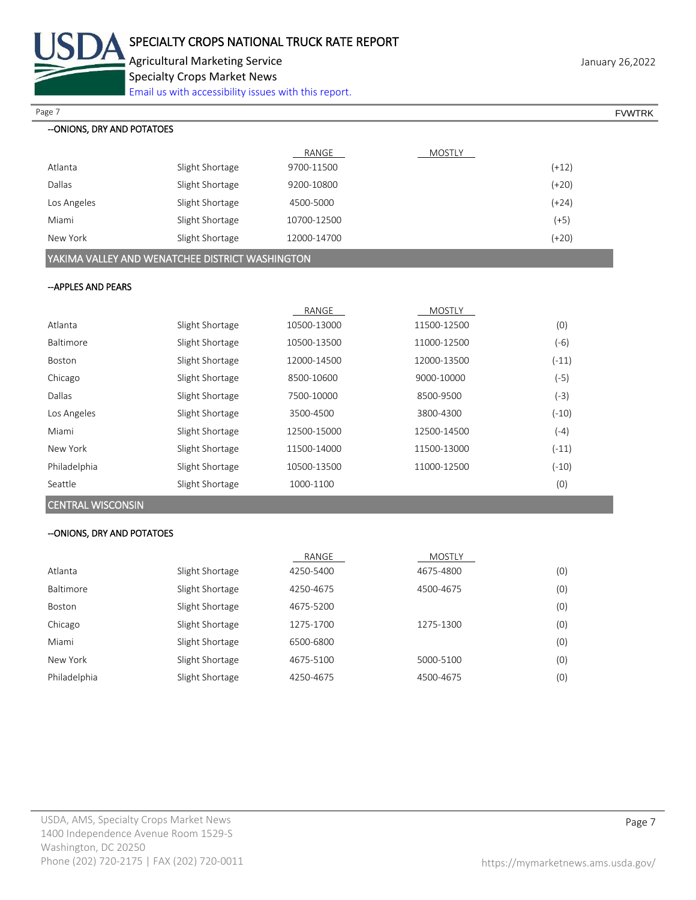--ONIONS, DRY AND POTATOES

| | | RANGE | MOSTLY | |
|---|---|---|---|---|
| Atlanta | Slight Shortage | 9700-11500 | | (+12) |
| Dallas | Slight Shortage | 9200-10800 | | (+20) |
| Los Angeles | Slight Shortage | 4500-5000 | | (+24) |
| Miami | Slight Shortage | 10700-12500 | | (+5) |
| New York | Slight Shortage | 12000-14700 | | (+20) |

## YAKIMA VALLEY AND WENATCHEE DISTRICT WASHINGTON

--APPLES AND PEARS

| | | RANGE | MOSTLY | |
|---|---|---|---|---|
| Atlanta | Slight Shortage | 10500-13000 | 11500-12500 | (0) |
| Baltimore | Slight Shortage | 10500-13500 | 11000-12500 | (-6) |
| Boston | Slight Shortage | 12000-14500 | 12000-13500 | (-11) |
| Chicago | Slight Shortage | 8500-10600 | 9000-10000 | (-5) |
| Dallas | Slight Shortage | 7500-10000 | 8500-9500 | (-3) |
| Los Angeles | Slight Shortage | 3500-4500 | 3800-4300 | (-10) |
| Miami | Slight Shortage | 12500-15000 | 12500-14500 | (-4) |
| New York | Slight Shortage | 11500-14000 | 11500-13000 | (-11) |
| Philadelphia | Slight Shortage | 10500-13500 | 11000-12500 | (-10) |
| Seattle | Slight Shortage | 1000-1100 | | (0) |

## CENTRAL WISCONSIN

--ONIONS, DRY AND POTATOES

| | | RANGE | MOSTLY | |
|---|---|---|---|---|
| Atlanta | Slight Shortage | 4250-5400 | 4675-4800 | (0) |
| Baltimore | Slight Shortage | 4250-4675 | 4500-4675 | (0) |
| Boston | Slight Shortage | 4675-5200 | | (0) |
| Chicago | Slight Shortage | 1275-1700 | 1275-1300 | (0) |
| Miami | Slight Shortage | 6500-6800 | | (0) |
| New York | Slight Shortage | 4675-5100 | 5000-5100 | (0) |
| Philadelphia | Slight Shortage | 4250-4675 | 4500-4675 | (0) |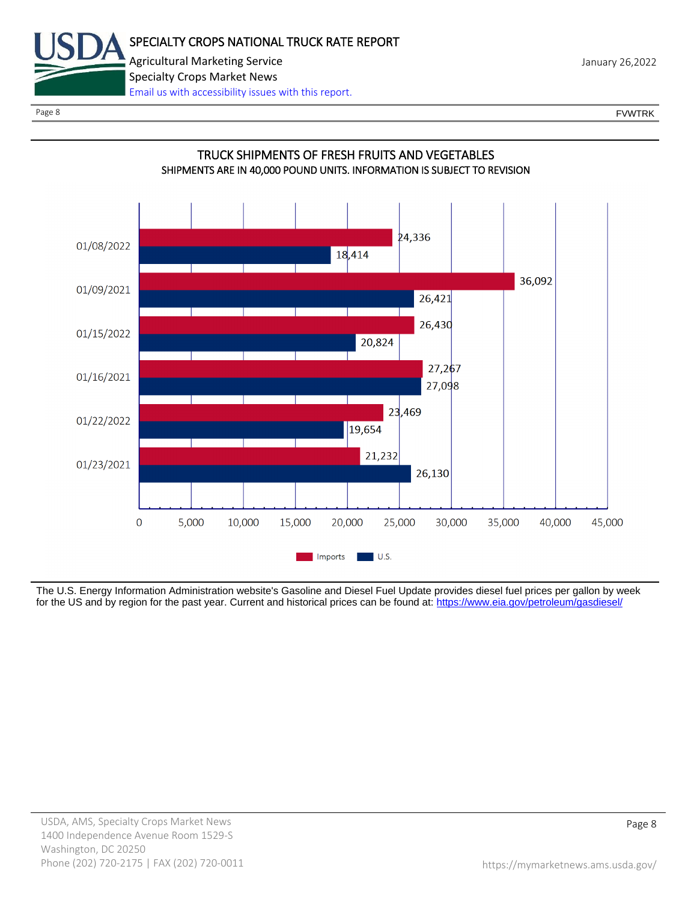## TRUCK SHIPMENTS OF FRESH FRUITS AND VEGETABLES

SHIPMENTS ARE IN 40,000 POUND UNITS. INFORMATION IS SUBJECT TO REVISION

01/08/2022
24,336
18,414

01/09/2021
36,092
26,421

01/15/2022
26,430
20,824

01/16/2021
27,267
27,098

01/22/2022
23,469
19,654

01/23/2021
21,232
26,130

0
5,000
10,000
15,000
20,000
25,000
30,000
35,000
40,000
45,000

Imports
U.S.

The U.S. Energy Information Administration website's Gasoline and Diesel Fuel Update provides diesel fuel prices per gallon by week for the US and by region for the past year. Current and historical prices can be found at: https://www.eia.gov/petroleum/gasdiesel/